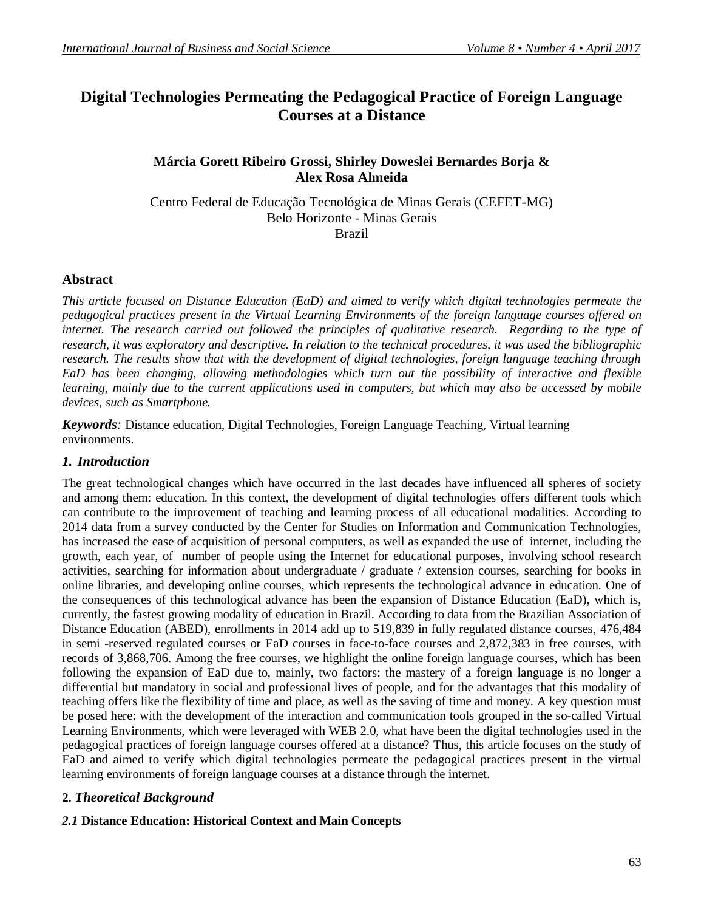# Digital Technologies Permeating the Pedagogical Practice of Foreign Language Courses at a Distance

**Márcia Gorett Ribeiro Grossi, Shirley Doweslei Bernardes Borja & Alex Rosa Almeida**

Centro Federal de Educação Tecnológica de Minas Gerais (CEFET-MG)
Belo Horizonte - Minas Gerais
Brazil

## Abstract

*This article focused on Distance Education (EaD) and aimed to verify which digital technologies permeate the pedagogical practices present in the Virtual Learning Environments of the foreign language courses offered on internet. The research carried out followed the principles of qualitative research. Regarding to the type of research, it was exploratory and descriptive. In relation to the technical procedures, it was used the bibliographic research. The results show that with the development of digital technologies, foreign language teaching through EaD has been changing, allowing methodologies which turn out the possibility of interactive and flexible learning, mainly due to the current applications used in computers, but which may also be accessed by mobile devices, such as Smartphone.*

***Keywords**:* Distance education, Digital Technologies, Foreign Language Teaching, Virtual learning environments.

## *1. Introduction*

The great technological changes which have occurred in the last decades have influenced all spheres of society and among them: education. In this context, the development of digital technologies offers different tools which can contribute to the improvement of teaching and learning process of all educational modalities. According to 2014 data from a survey conducted by the Center for Studies on Information and Communication Technologies, has increased the ease of acquisition of personal computers, as well as expanded the use of internet, including the growth, each year, of number of people using the Internet for educational purposes, involving school research activities, searching for information about undergraduate / graduate / extension courses, searching for books in online libraries, and developing online courses, which represents the technological advance in education. One of the consequences of this technological advance has been the expansion of Distance Education (EaD), which is, currently, the fastest growing modality of education in Brazil. According to data from the Brazilian Association of Distance Education (ABED), enrollments in 2014 add up to 519,839 in fully regulated distance courses, 476,484 in semi -reserved regulated courses or EaD courses in face-to-face courses and 2,872,383 in free courses, with records of 3,868,706. Among the free courses, we highlight the online foreign language courses, which has been following the expansion of EaD due to, mainly, two factors: the mastery of a foreign language is no longer a differential but mandatory in social and professional lives of people, and for the advantages that this modality of teaching offers like the flexibility of time and place, as well as the saving of time and money. A key question must be posed here: with the development of the interaction and communication tools grouped in the so-called Virtual Learning Environments, which were leveraged with WEB 2.0, what have been the digital technologies used in the pedagogical practices of foreign language courses offered at a distance? Thus, this article focuses on the study of EaD and aimed to verify which digital technologies permeate the pedagogical practices present in the virtual learning environments of foreign language courses at a distance through the internet.

## **2.** *Theoretical Background*

### *2.1* **Distance Education: Historical Context and Main Concepts**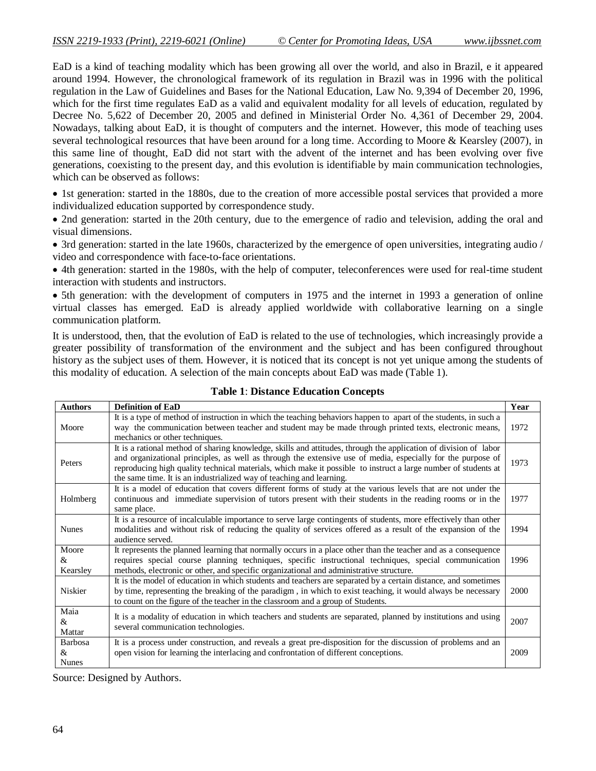EaD is a kind of teaching modality which has been growing all over the world, and also in Brazil, e it appeared around 1994. However, the chronological framework of its regulation in Brazil was in 1996 with the political regulation in the Law of Guidelines and Bases for the National Education, Law No. 9,394 of December 20, 1996, which for the first time regulates EaD as a valid and equivalent modality for all levels of education, regulated by Decree No. 5,622 of December 20, 2005 and defined in Ministerial Order No. 4,361 of December 29, 2004. Nowadays, talking about EaD, it is thought of computers and the internet. However, this mode of teaching uses several technological resources that have been around for a long time. According to Moore & Kearsley (2007), in this same line of thought, EaD did not start with the advent of the internet and has been evolving over five generations, coexisting to the present day, and this evolution is identifiable by main communication technologies, which can be observed as follows:

- 1st generation: started in the 1880s, due to the creation of more accessible postal services that provided a more individualized education supported by correspondence study.
- 2nd generation: started in the 20th century, due to the emergence of radio and television, adding the oral and visual dimensions.
- 3rd generation: started in the late 1960s, characterized by the emergence of open universities, integrating audio / video and correspondence with face-to-face orientations.
- 4th generation: started in the 1980s, with the help of computer, teleconferences were used for real-time student interaction with students and instructors.
- 5th generation: with the development of computers in 1975 and the internet in 1993 a generation of online virtual classes has emerged. EaD is already applied worldwide with collaborative learning on a single communication platform.

It is understood, then, that the evolution of EaD is related to the use of technologies, which increasingly provide a greater possibility of transformation of the environment and the subject and has been configured throughout history as the subject uses of them. However, it is noticed that its concept is not yet unique among the students of this modality of education. A selection of the main concepts about EaD was made (Table 1).

**Table 1**: **Distance Education Concepts**

| Authors | Definition of EaD | Year |
|---|---|---|
| Moore | It is a type of method of instruction in which the teaching behaviors happen to apart of the students, in such a way the communication between teacher and student may be made through printed texts, electronic means, mechanics or other techniques. | 1972 |
| Peters | It is a rational method of sharing knowledge, skills and attitudes, through the application of division of labor and organizational principles, as well as through the extensive use of media, especially for the purpose of reproducing high quality technical materials, which make it possible to instruct a large number of students at the same time. It is an industrialized way of teaching and learning. | 1973 |
| Holmberg | It is a model of education that covers different forms of study at the various levels that are not under the continuous and immediate supervision of tutors present with their students in the reading rooms or in the same place. | 1977 |
| Nunes | It is a resource of incalculable importance to serve large contingents of students, more effectively than other modalities and without risk of reducing the quality of services offered as a result of the expansion of the audience served. | 1994 |
| Moore & Kearsley | It represents the planned learning that normally occurs in a place other than the teacher and as a consequence requires special course planning techniques, specific instructional techniques, special communication methods, electronic or other, and specific organizational and administrative structure. | 1996 |
| Niskier | It is the model of education in which students and teachers are separated by a certain distance, and sometimes by time, representing the breaking of the paradigm , in which to exist teaching, it would always be necessary to count on the figure of the teacher in the classroom and a group of Students. | 2000 |
| Maia & Mattar | It is a modality of education in which teachers and students are separated, planned by institutions and using several communication technologies. | 2007 |
| Barbosa & Nunes | It is a process under construction, and reveals a great pre-disposition for the discussion of problems and an open vision for learning the interlacing and confrontation of different conceptions. | 2009 |

Source: Designed by Authors.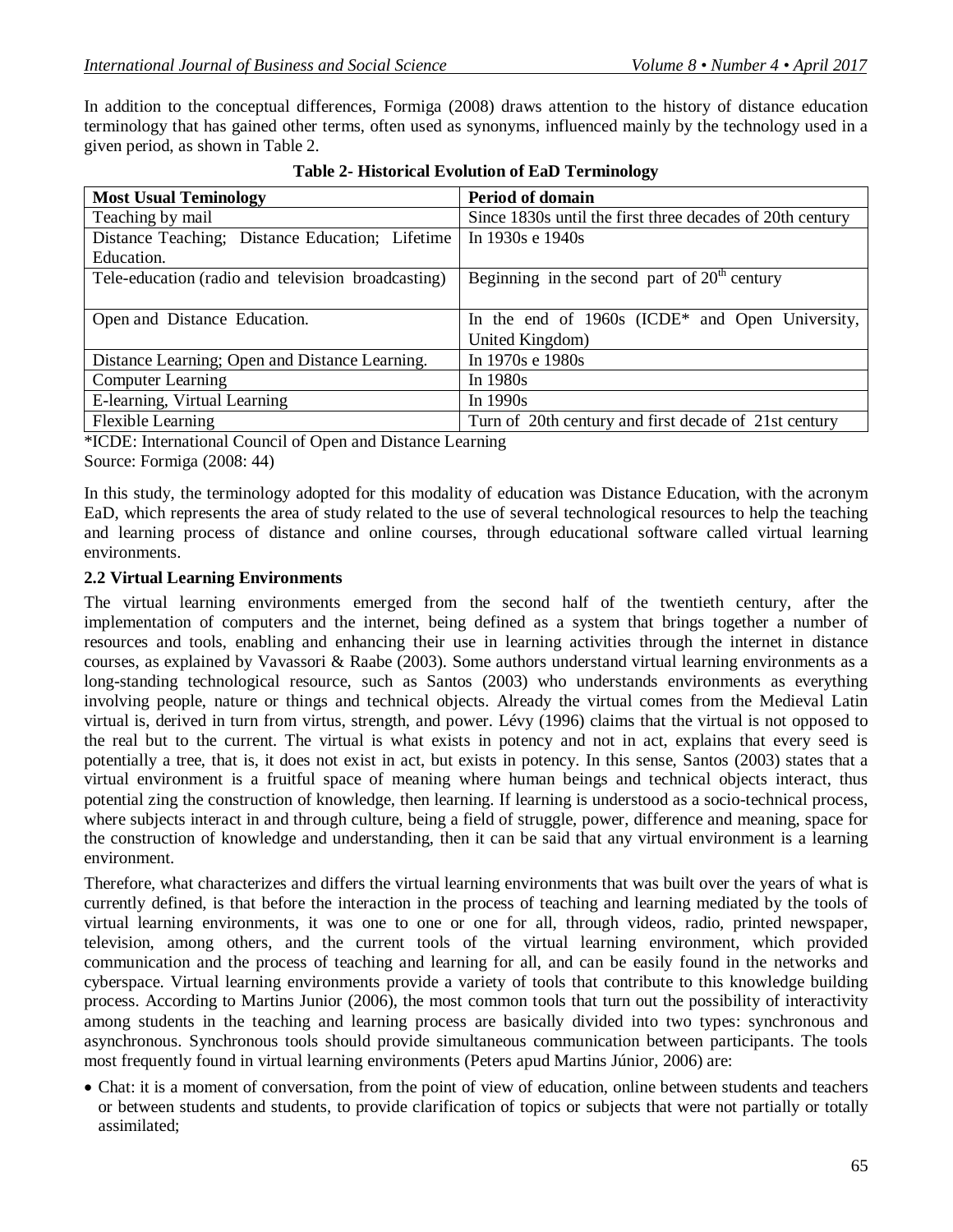In addition to the conceptual differences, Formiga (2008) draws attention to the history of distance education terminology that has gained other terms, often used as synonyms, influenced mainly by the technology used in a given period, as shown in Table 2.

**Table 2- Historical Evolution of EaD Terminology**

| Most Usual Teminology | Period of domain |
|---|---|
| Teaching by mail | Since 1830s until the first three decades of 20th century |
| Distance Teaching; Distance Education; Lifetime Education. | In 1930s e 1940s |
| Tele-education (radio and television broadcasting) | Beginning in the second part of 20th century |
| Open and Distance Education. | In the end of 1960s (ICDE* and Open University, United Kingdom) |
| Distance Learning; Open and Distance Learning. | In 1970s e 1980s |
| Computer Learning | In 1980s |
| E-learning, Virtual Learning | In 1990s |
| Flexible Learning | Turn of 20th century and first decade of 21st century |

*ICDE: International Council of Open and Distance Learning
Source: Formiga (2008: 44)

In this study, the terminology adopted for this modality of education was Distance Education, with the acronym EaD, which represents the area of study related to the use of several technological resources to help the teaching and learning process of distance and online courses, through educational software called virtual learning environments.

### 2.2 Virtual Learning Environments

The virtual learning environments emerged from the second half of the twentieth century, after the implementation of computers and the internet, being defined as a system that brings together a number of resources and tools, enabling and enhancing their use in learning activities through the internet in distance courses, as explained by Vavassori & Raabe (2003). Some authors understand virtual learning environments as a long-standing technological resource, such as Santos (2003) who understands environments as everything involving people, nature or things and technical objects. Already the virtual comes from the Medieval Latin virtual is, derived in turn from virtus, strength, and power. Lévy (1996) claims that the virtual is not opposed to the real but to the current. The virtual is what exists in potency and not in act, explains that every seed is potentially a tree, that is, it does not exist in act, but exists in potency. In this sense, Santos (2003) states that a virtual environment is a fruitful space of meaning where human beings and technical objects interact, thus potential zing the construction of knowledge, then learning. If learning is understood as a socio-technical process, where subjects interact in and through culture, being a field of struggle, power, difference and meaning, space for the construction of knowledge and understanding, then it can be said that any virtual environment is a learning environment.

Therefore, what characterizes and differs the virtual learning environments that was built over the years of what is currently defined, is that before the interaction in the process of teaching and learning mediated by the tools of virtual learning environments, it was one to one or one for all, through videos, radio, printed newspaper, television, among others, and the current tools of the virtual learning environment, which provided communication and the process of teaching and learning for all, and can be easily found in the networks and cyberspace. Virtual learning environments provide a variety of tools that contribute to this knowledge building process. According to Martins Junior (2006), the most common tools that turn out the possibility of interactivity among students in the teaching and learning process are basically divided into two types: synchronous and asynchronous. Synchronous tools should provide simultaneous communication between participants. The tools most frequently found in virtual learning environments (Peters apud Martins Júnior, 2006) are:

- Chat: it is a moment of conversation, from the point of view of education, online between students and teachers or between students and students, to provide clarification of topics or subjects that were not partially or totally assimilated;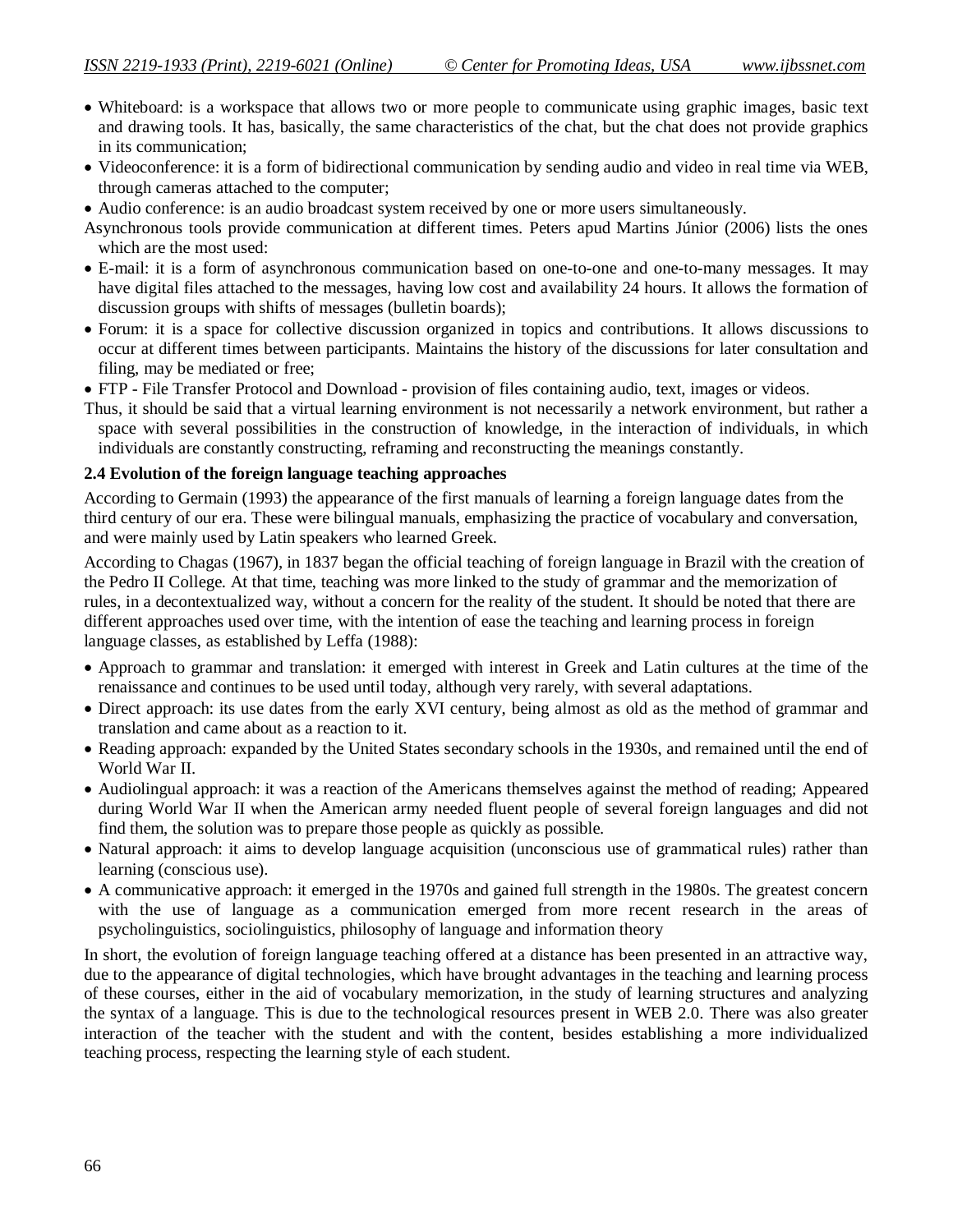- Whiteboard: is a workspace that allows two or more people to communicate using graphic images, basic text and drawing tools. It has, basically, the same characteristics of the chat, but the chat does not provide graphics in its communication;
- Videoconference: it is a form of bidirectional communication by sending audio and video in real time via WEB, through cameras attached to the computer;
- Audio conference: is an audio broadcast system received by one or more users simultaneously.

Asynchronous tools provide communication at different times. Peters apud Martins Júnior (2006) lists the ones which are the most used:

- E-mail: it is a form of asynchronous communication based on one-to-one and one-to-many messages. It may have digital files attached to the messages, having low cost and availability 24 hours. It allows the formation of discussion groups with shifts of messages (bulletin boards);
- Forum: it is a space for collective discussion organized in topics and contributions. It allows discussions to occur at different times between participants. Maintains the history of the discussions for later consultation and filing, may be mediated or free;
- FTP - File Transfer Protocol and Download - provision of files containing audio, text, images or videos.

Thus, it should be said that a virtual learning environment is not necessarily a network environment, but rather a space with several possibilities in the construction of knowledge, in the interaction of individuals, in which individuals are constantly constructing, reframing and reconstructing the meanings constantly.

### 2.4 Evolution of the foreign language teaching approaches

According to Germain (1993) the appearance of the first manuals of learning a foreign language dates from the third century of our era. These were bilingual manuals, emphasizing the practice of vocabulary and conversation, and were mainly used by Latin speakers who learned Greek.

According to Chagas (1967), in 1837 began the official teaching of foreign language in Brazil with the creation of the Pedro II College. At that time, teaching was more linked to the study of grammar and the memorization of rules, in a decontextualized way, without a concern for the reality of the student. It should be noted that there are different approaches used over time, with the intention of ease the teaching and learning process in foreign language classes, as established by Leffa (1988):

- Approach to grammar and translation: it emerged with interest in Greek and Latin cultures at the time of the renaissance and continues to be used until today, although very rarely, with several adaptations.
- Direct approach: its use dates from the early XVI century, being almost as old as the method of grammar and translation and came about as a reaction to it.
- Reading approach: expanded by the United States secondary schools in the 1930s, and remained until the end of World War II.
- Audiolingual approach: it was a reaction of the Americans themselves against the method of reading; Appeared during World War II when the American army needed fluent people of several foreign languages and did not find them, the solution was to prepare those people as quickly as possible.
- Natural approach: it aims to develop language acquisition (unconscious use of grammatical rules) rather than learning (conscious use).
- A communicative approach: it emerged in the 1970s and gained full strength in the 1980s. The greatest concern with the use of language as a communication emerged from more recent research in the areas of psycholinguistics, sociolinguistics, philosophy of language and information theory

In short, the evolution of foreign language teaching offered at a distance has been presented in an attractive way, due to the appearance of digital technologies, which have brought advantages in the teaching and learning process of these courses, either in the aid of vocabulary memorization, in the study of learning structures and analyzing the syntax of a language. This is due to the technological resources present in WEB 2.0. There was also greater interaction of the teacher with the student and with the content, besides establishing a more individualized teaching process, respecting the learning style of each student.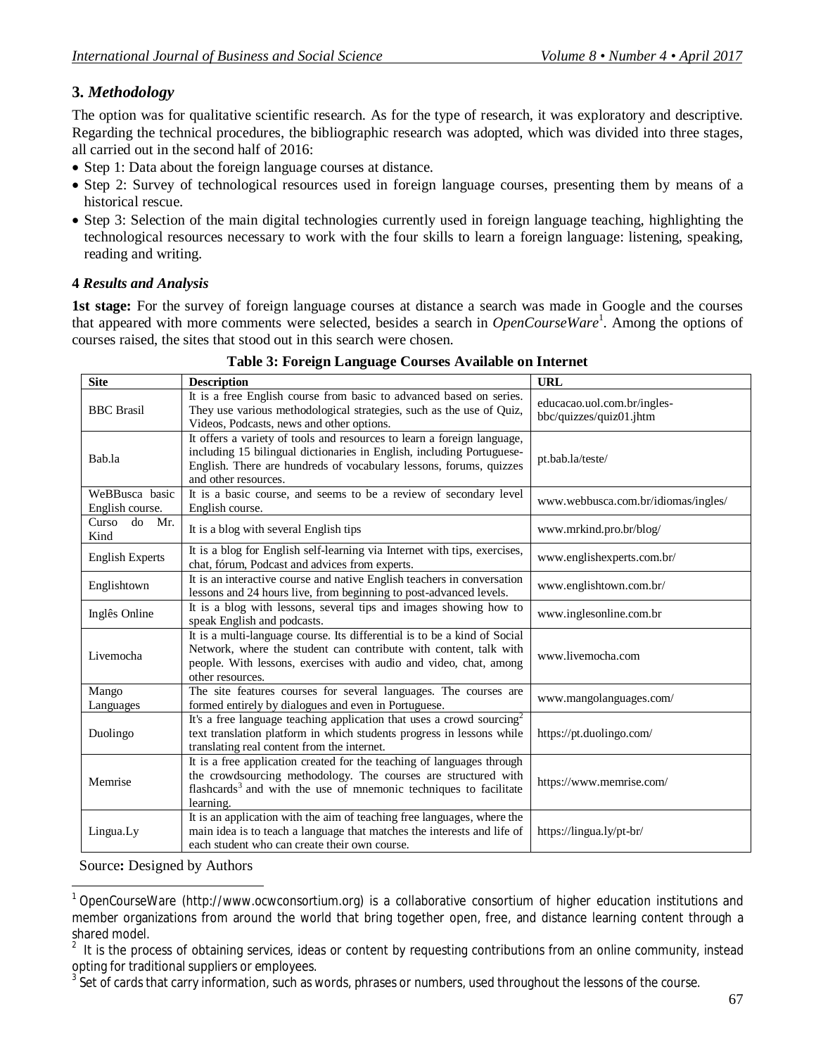## 3. *Methodology*

The option was for qualitative scientific research. As for the type of research, it was exploratory and descriptive. Regarding the technical procedures, the bibliographic research was adopted, which was divided into three stages, all carried out in the second half of 2016:

- Step 1: Data about the foreign language courses at distance.
- Step 2: Survey of technological resources used in foreign language courses, presenting them by means of a historical rescue.
- Step 3: Selection of the main digital technologies currently used in foreign language teaching, highlighting the technological resources necessary to work with the four skills to learn a foreign language: listening, speaking, reading and writing.

## 4 *Results and Analysis*

**1st stage:** For the survey of foreign language courses at distance a search was made in Google and the courses that appeared with more comments were selected, besides a search in *OpenCourseWare*[1]. Among the options of courses raised, the sites that stood out in this search were chosen.

**Table 3: Foreign Language Courses Available on Internet**

| Site | Description | URL |
|---|---|---|
| BBC Brasil | It is a free English course from basic to advanced based on series. They use various methodological strategies, such as the use of Quiz, Videos, Podcasts, news and other options. | educacao.uol.com.br/ingles-bbc/quizzes/quiz01.jhtm |
| Bab.la | It offers a variety of tools and resources to learn a foreign language, including 15 bilingual dictionaries in English, including Portuguese-English. There are hundreds of vocabulary lessons, forums, quizzes and other resources. | pt.bab.la/teste/ |
| WeBBusca basic English course. | It is a basic course, and seems to be a review of secondary level English course. | www.webbusca.com.br/idiomas/ingles/ |
| Curso do Mr. Kind | It is a blog with several English tips | www.mrkind.pro.br/blog/ |
| English Experts | It is a blog for English self-learning via Internet with tips, exercises, chat, fórum, Podcast and advices from experts. | www.englishexperts.com.br/ |
| Englishtown | It is an interactive course and native English teachers in conversation lessons and 24 hours live, from beginning to post-advanced levels. | www.englishtown.com.br/ |
| Inglês Online | It is a blog with lessons, several tips and images showing how to speak English and podcasts. | www.inglesonline.com.br |
| Livemocha | It is a multi-language course. Its differential is to be a kind of Social Network, where the student can contribute with content, talk with people. With lessons, exercises with audio and video, chat, among other resources. | www.livemocha.com |
| Mango Languages | The site features courses for several languages. The courses are formed entirely by dialogues and even in Portuguese. | www.mangolanguages.com/ |
| Duolingo | It's a free language teaching application that uses a crowd sourcing[2] text translation platform in which students progress in lessons while translating real content from the internet. | https://pt.duolingo.com/ |
| Memrise | It is a free application created for the teaching of languages through the crowdsourcing methodology. The courses are structured with flashcards[3] and with the use of mnemonic techniques to facilitate learning. | https://www.memrise.com/ |
| Lingua.Ly | It is an application with the aim of teaching free languages, where the main idea is to teach a language that matches the interests and life of each student who can create their own course. | https://lingua.ly/pt-br/ |

Source**:** Designed by Authors

[1] OpenCourseWare (http://www.ocwconsortium.org) is a collaborative consortium of higher education institutions and member organizations from around the world that bring together open, free, and distance learning content through a shared model.

[2] It is the process of obtaining services, ideas or content by requesting contributions from an online community, instead opting for traditional suppliers or employees.

[3] Set of cards that carry information, such as words, phrases or numbers, used throughout the lessons of the course.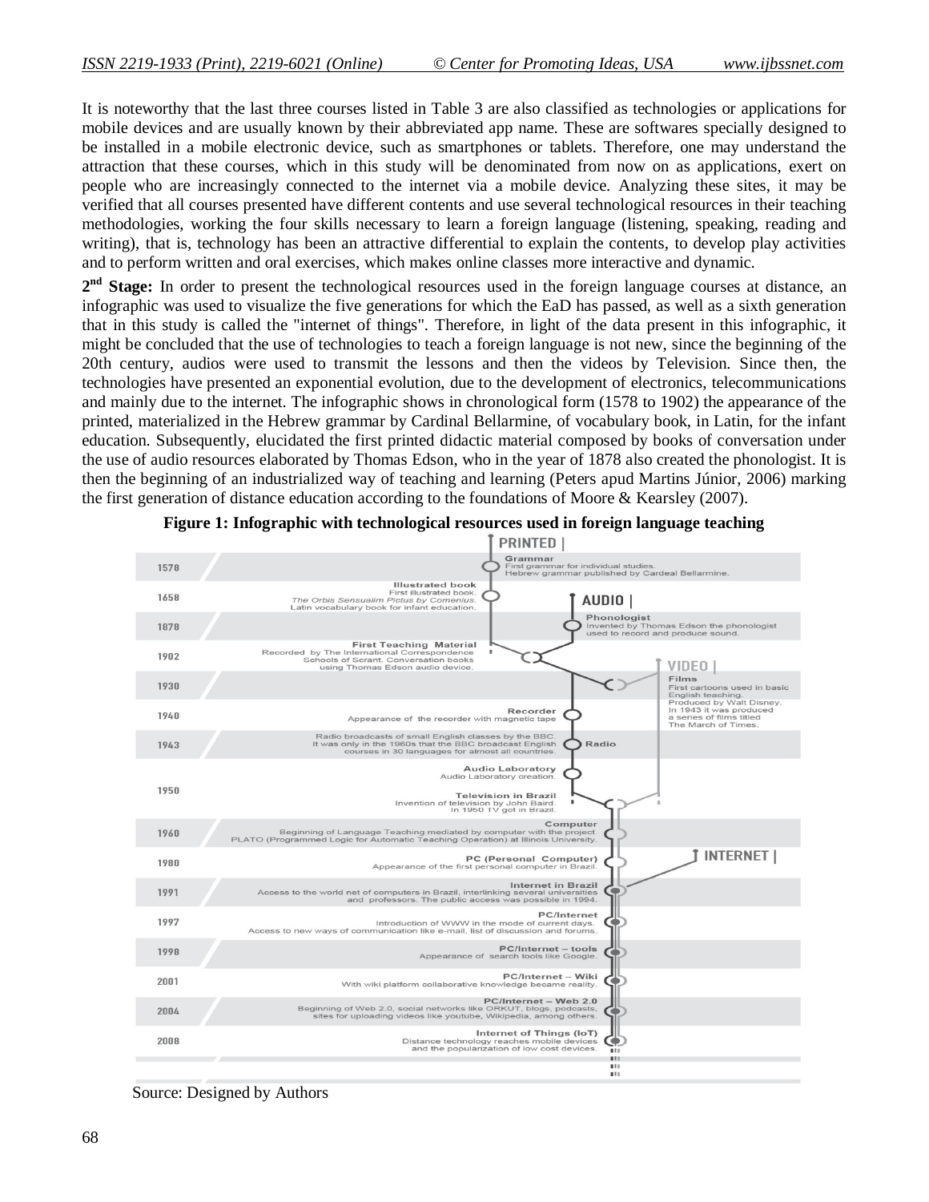It is noteworthy that the last three courses listed in Table 3 are also classified as technologies or applications for mobile devices and are usually known by their abbreviated app name. These are softwares specially designed to be installed in a mobile electronic device, such as smartphones or tablets. Therefore, one may understand the attraction that these courses, which in this study will be denominated from now on as applications, exert on people who are increasingly connected to the internet via a mobile device. Analyzing these sites, it may be verified that all courses presented have different contents and use several technological resources in their teaching methodologies, working the four skills necessary to learn a foreign language (listening, speaking, reading and writing), that is, technology has been an attractive differential to explain the contents, to develop play activities and to perform written and oral exercises, which makes online classes more interactive and dynamic.

**2nd Stage:** In order to present the technological resources used in the foreign language courses at distance, an infographic was used to visualize the five generations for which the EaD has passed, as well as a sixth generation that in this study is called the "internet of things". Therefore, in light of the data present in this infographic, it might be concluded that the use of technologies to teach a foreign language is not new, since the beginning of the 20th century, audios were used to transmit the lessons and then the videos by Television. Since then, the technologies have presented an exponential evolution, due to the development of electronics, telecommunications and mainly due to the internet. The infographic shows in chronological form (1578 to 1902) the appearance of the printed, materialized in the Hebrew grammar by Cardinal Bellarmine, of vocabulary book, in Latin, for the infant education. Subsequently, elucidated the first printed didactic material composed by books of conversation under the use of audio resources elaborated by Thomas Edson, who in the year of 1878 also created the phonologist. It is then the beginning of an industrialized way of teaching and learning (Peters apud Martins Júnior, 2006) marking the first generation of distance education according to the foundations of Moore & Kearsley (2007).

**Figure 1: Infographic with technological resources used in foreign language teaching**

| Year | Resource | Description |
| --- | --- | --- |
| 1578 | PRINTED – Grammar | First grammar for individual studies. Hebrew grammar published by Cardeal Bellarmine. |
| 1658 | Illustrated book | First illustrated book. *The Orbis Sensualim Pictus by Comenius.* Latin vocabulary book for infant education. |
| 1878 | AUDIO – Phonologist | Invented by Thomas Edson the phonologist used to record and produce sound. |
| 1902 | First Teaching Material | Recorded by The International Correspondence Schools of Scrant. Conversation books using Thomas Edson audio device. |
| 1930 | VIDEO – Films | First cartoons used in basic English teaching. Produced by Walt Disney. In 1943 it was produced a series of films titled The March of Times. |
| 1940 | Recorder | Appearance of the recorder with magnetic tape |
| 1943 | Radio | Radio broadcasts of small English classes by the BBC. It was only in the 1960s that the BBC broadcast English courses in 30 languages for almost all countries. |
| 1950 | Audio Laboratory | Audio Laboratory creation. |
| 1950 | Television in Brazil | Invention of television by John Baird. In 1950 TV got in Brazil. |
| 1960 | Computer | Beginning of Language Teaching mediated by computer with the project PLATO (Programmed Logic for Automatic Teaching Operation) at Illinois University. |
| 1980 | PC (Personal Computer) | Appearance of the first personal computer in Brazil. |
| 1991 | INTERNET – Internet in Brazil | Access to the world net of computers in Brazil, interlinking several universities and professors. The public access was possible in 1994. |
| 1997 | PC/Internet | Introduction of WWW in the mode of current days. Access to new ways of communication like e-mail, list of discussion and forums. |
| 1998 | PC/Internet – tools | Appearance of search tools like Google. |
| 2001 | PC/Internet – Wiki | With wiki platform collaborative knowledge became reality. |
| 2004 | PC/Internet – Web 2.0 | Beginning of Web 2.0, social networks like ORKUT, blogs, podcasts, sites for uploading videos like youtube, Wikipedia, among others. |
| 2008 | Internet of Things (IoT) | Distance technology reaches mobile devices and the popularization of low cost devices. |

Source: Designed by Authors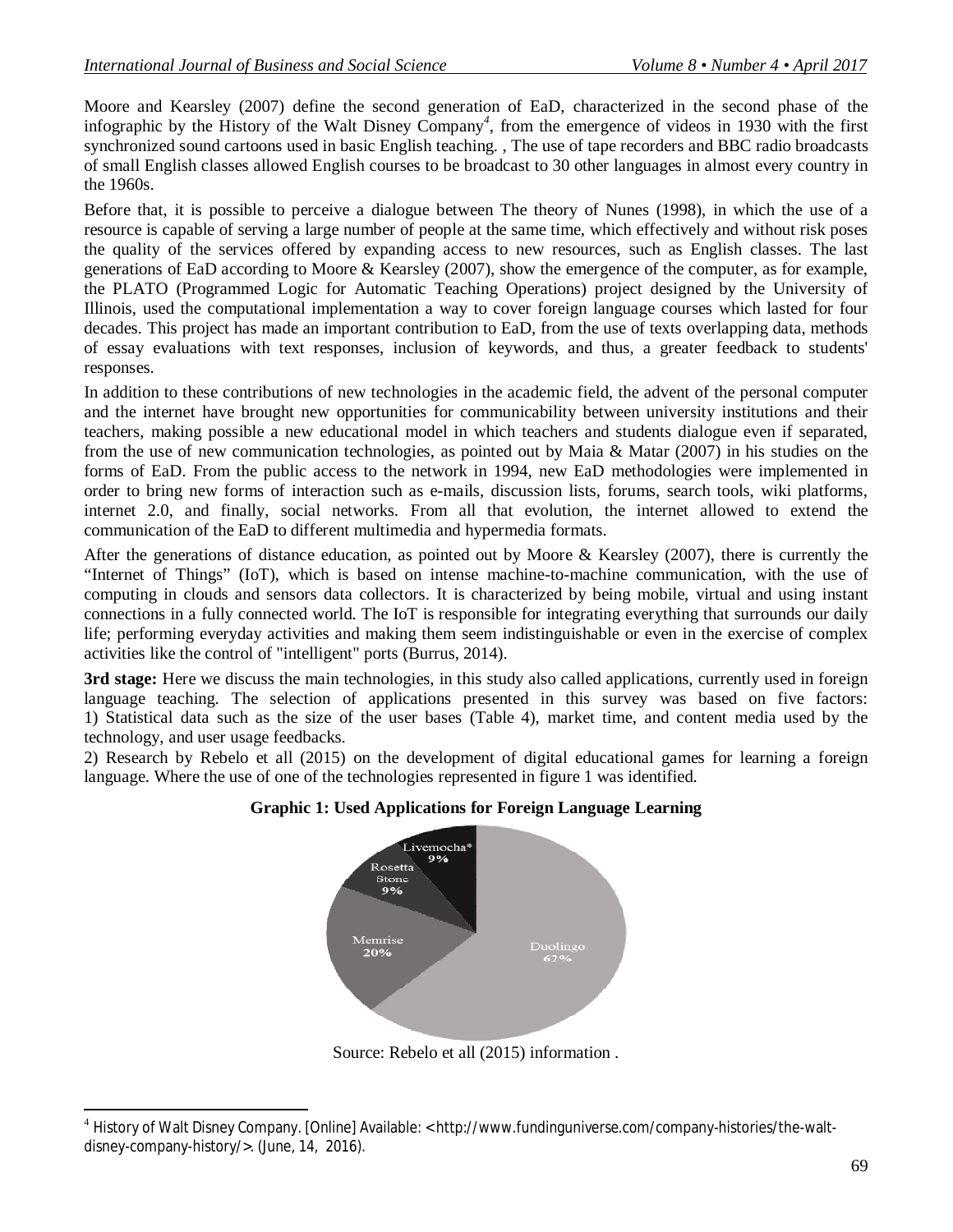Moore and Kearsley (2007) define the second generation of EaD, characterized in the second phase of the infographic by the History of the Walt Disney Company[4], from the emergence of videos in 1930 with the first synchronized sound cartoons used in basic English teaching. , The use of tape recorders and BBC radio broadcasts of small English classes allowed English courses to be broadcast to 30 other languages in almost every country in the 1960s.

Before that, it is possible to perceive a dialogue between The theory of Nunes (1998), in which the use of a resource is capable of serving a large number of people at the same time, which effectively and without risk poses the quality of the services offered by expanding access to new resources, such as English classes. The last generations of EaD according to Moore & Kearsley (2007), show the emergence of the computer, as for example, the PLATO (Programmed Logic for Automatic Teaching Operations) project designed by the University of Illinois, used the computational implementation a way to cover foreign language courses which lasted for four decades. This project has made an important contribution to EaD, from the use of texts overlapping data, methods of essay evaluations with text responses, inclusion of keywords, and thus, a greater feedback to students' responses.

In addition to these contributions of new technologies in the academic field, the advent of the personal computer and the internet have brought new opportunities for communicability between university institutions and their teachers, making possible a new educational model in which teachers and students dialogue even if separated, from the use of new communication technologies, as pointed out by Maia & Matar (2007) in his studies on the forms of EaD. From the public access to the network in 1994, new EaD methodologies were implemented in order to bring new forms of interaction such as e-mails, discussion lists, forums, search tools, wiki platforms, internet 2.0, and finally, social networks. From all that evolution, the internet allowed to extend the communication of the EaD to different multimedia and hypermedia formats.

After the generations of distance education, as pointed out by Moore & Kearsley (2007), there is currently the "Internet of Things" (IoT), which is based on intense machine-to-machine communication, with the use of computing in clouds and sensors data collectors. It is characterized by being mobile, virtual and using instant connections in a fully connected world. The IoT is responsible for integrating everything that surrounds our daily life; performing everyday activities and making them seem indistinguishable or even in the exercise of complex activities like the control of "intelligent" ports (Burrus, 2014).

**3rd stage:** Here we discuss the main technologies, in this study also called applications, currently used in foreign language teaching. The selection of applications presented in this survey was based on five factors:
1) Statistical data such as the size of the user bases (Table 4), market time, and content media used by the technology, and user usage feedbacks.
2) Research by Rebelo et all (2015) on the development of digital educational games for learning a foreign language. Where the use of one of the technologies represented in figure 1 was identified.

**Graphic 1: Used Applications for Foreign Language Learning**

| Application | Percentage |
|---|---|
| Duolingo | 62% |
| Memrise | 20% |
| Rosetta Stone | 9% |
| Livemocha* | 9% |

Source: Rebelo et all (2015) information .

---

[4] History of Walt Disney Company. [Online] Available: <http://www.fundinguniverse.com/company-histories/the-walt-disney-company-history/>. (June, 14, 2016).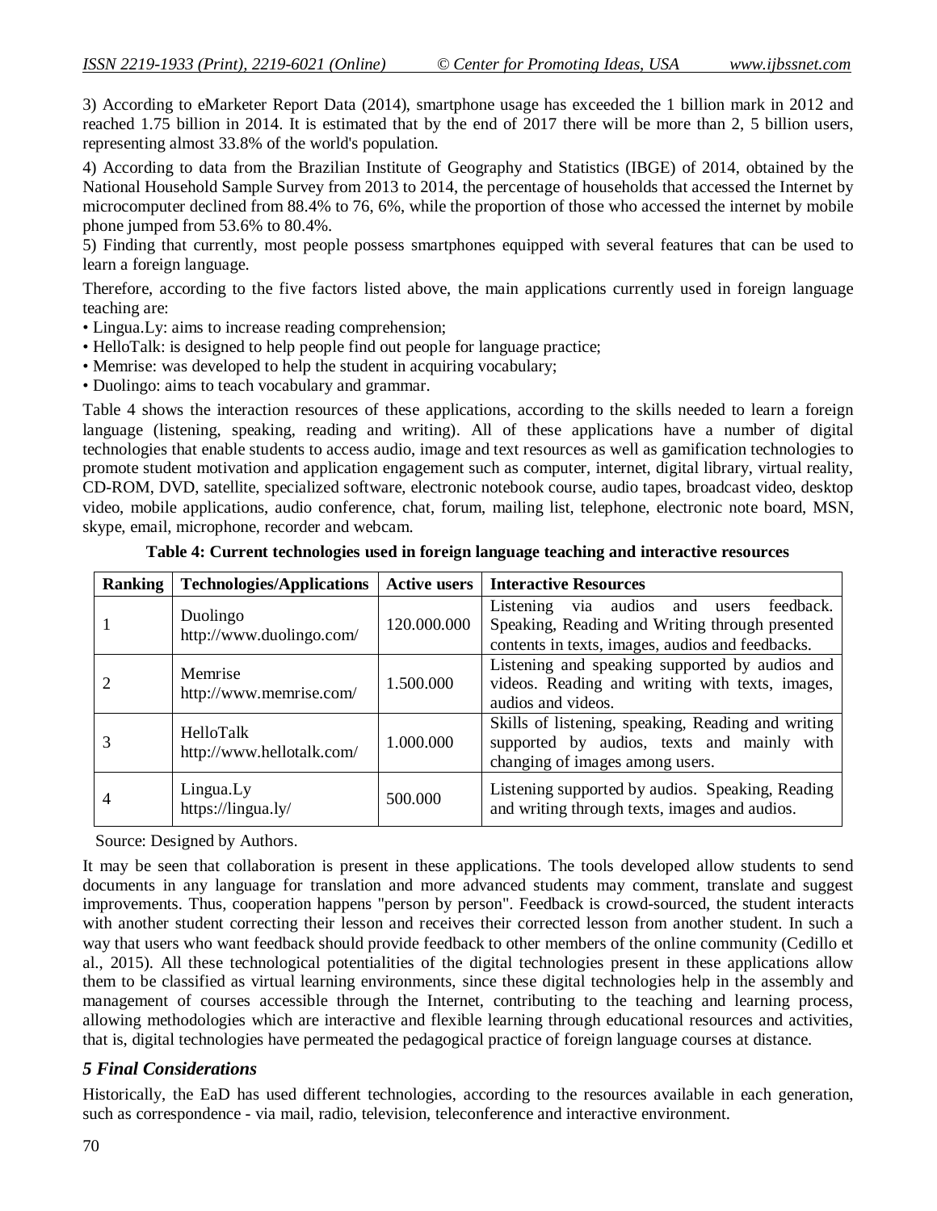3) According to eMarketer Report Data (2014), smartphone usage has exceeded the 1 billion mark in 2012 and reached 1.75 billion in 2014. It is estimated that by the end of 2017 there will be more than 2, 5 billion users, representing almost 33.8% of the world's population.

4) According to data from the Brazilian Institute of Geography and Statistics (IBGE) of 2014, obtained by the National Household Sample Survey from 2013 to 2014, the percentage of households that accessed the Internet by microcomputer declined from 88.4% to 76, 6%, while the proportion of those who accessed the internet by mobile phone jumped from 53.6% to 80.4%.

5) Finding that currently, most people possess smartphones equipped with several features that can be used to learn a foreign language.

Therefore, according to the five factors listed above, the main applications currently used in foreign language teaching are:

- Lingua.Ly: aims to increase reading comprehension;
- HelloTalk: is designed to help people find out people for language practice;
- Memrise: was developed to help the student in acquiring vocabulary;
- Duolingo: aims to teach vocabulary and grammar.

Table 4 shows the interaction resources of these applications, according to the skills needed to learn a foreign language (listening, speaking, reading and writing). All of these applications have a number of digital technologies that enable students to access audio, image and text resources as well as gamification technologies to promote student motivation and application engagement such as computer, internet, digital library, virtual reality, CD-ROM, DVD, satellite, specialized software, electronic notebook course, audio tapes, broadcast video, desktop video, mobile applications, audio conference, chat, forum, mailing list, telephone, electronic note board, MSN, skype, email, microphone, recorder and webcam.

**Table 4: Current technologies used in foreign language teaching and interactive resources**

| Ranking | Technologies/Applications | Active users | Interactive Resources |
|---|---|---|---|
| 1 | Duolingo http://www.duolingo.com/ | 120.000.000 | Listening via audios and users feedback. Speaking, Reading and Writing through presented contents in texts, images, audios and feedbacks. |
| 2 | Memrise http://www.memrise.com/ | 1.500.000 | Listening and speaking supported by audios and videos. Reading and writing with texts, images, audios and videos. |
| 3 | HelloTalk http://www.hellotalk.com/ | 1.000.000 | Skills of listening, speaking, Reading and writing supported by audios, texts and mainly with changing of images among users. |
| 4 | Lingua.Ly https://lingua.ly/ | 500.000 | Listening supported by audios. Speaking, Reading and writing through texts, images and audios. |

Source: Designed by Authors.

It may be seen that collaboration is present in these applications. The tools developed allow students to send documents in any language for translation and more advanced students may comment, translate and suggest improvements. Thus, cooperation happens "person by person". Feedback is crowd-sourced, the student interacts with another student correcting their lesson and receives their corrected lesson from another student. In such a way that users who want feedback should provide feedback to other members of the online community (Cedillo et al., 2015). All these technological potentialities of the digital technologies present in these applications allow them to be classified as virtual learning environments, since these digital technologies help in the assembly and management of courses accessible through the Internet, contributing to the teaching and learning process, allowing methodologies which are interactive and flexible learning through educational resources and activities, that is, digital technologies have permeated the pedagogical practice of foreign language courses at distance.

## *5 Final Considerations*

Historically, the EaD has used different technologies, according to the resources available in each generation, such as correspondence - via mail, radio, television, teleconference and interactive environment.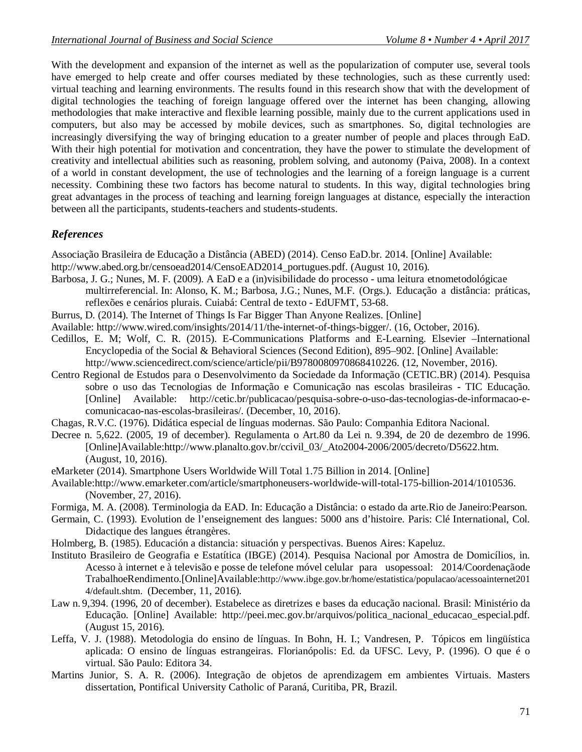With the development and expansion of the internet as well as the popularization of computer use, several tools have emerged to help create and offer courses mediated by these technologies, such as these currently used: virtual teaching and learning environments. The results found in this research show that with the development of digital technologies the teaching of foreign language offered over the internet has been changing, allowing methodologies that make interactive and flexible learning possible, mainly due to the current applications used in computers, but also may be accessed by mobile devices, such as smartphones. So, digital technologies are increasingly diversifying the way of bringing education to a greater number of people and places through EaD. With their high potential for motivation and concentration, they have the power to stimulate the development of creativity and intellectual abilities such as reasoning, problem solving, and autonomy (Paiva, 2008). In a context of a world in constant development, the use of technologies and the learning of a foreign language is a current necessity. Combining these two factors has become natural to students. In this way, digital technologies bring great advantages in the process of teaching and learning foreign languages at distance, especially the interaction between all the participants, students-teachers and students-students.

## *References*

Associação Brasileira de Educação a Distância (ABED) (2014). Censo EaD.br. 2014. [Online] Available: http://www.abed.org.br/censoead2014/CensoEAD2014_portugues.pdf. (August 10, 2016).

Barbosa, J. G.; Nunes, M. F. (2009). A EaD e a (in)visibilidade do processo - uma leitura etnometodológicae multirreferencial. In: Alonso, K. M.; Barbosa, J.G.; Nunes, M.F. (Orgs.). Educação a distância: práticas, reflexões e cenários plurais. Cuiabá: Central de texto - EdUFMT, 53-68.

Burrus, D. (2014). The Internet of Things Is Far Bigger Than Anyone Realizes. [Online] Available: http://www.wired.com/insights/2014/11/the-internet-of-things-bigger/. (16, October, 2016).

Cedillos, E. M; Wolf, C. R. (2015). E-Communications Platforms and E-Learning. Elsevier –International Encyclopedia of the Social & Behavioral Sciences (Second Edition), 895–902. [Online] Available: http://www.sciencedirect.com/science/article/pii/B9780080970868410226. (12, November, 2016).

Centro Regional de Estudos para o Desenvolvimento da Sociedade da Informação (CETIC.BR) (2014). Pesquisa sobre o uso das Tecnologias de Informação e Comunicação nas escolas brasileiras - TIC Educação. [Online] Available: http://cetic.br/publicacao/pesquisa-sobre-o-uso-das-tecnologias-de-informacao-e-comunicacao-nas-escolas-brasileiras/. (December, 10, 2016).

Chagas, R.V.C. (1976). Didática especial de línguas modernas. São Paulo: Companhia Editora Nacional.

Decree n. 5,622. (2005, 19 of december). Regulamenta o Art.80 da Lei n. 9.394, de 20 de dezembro de 1996. [Online]Available:http://www.planalto.gov.br/ccivil_03/_Ato2004-2006/2005/decreto/D5622.htm. (August, 10, 2016).

eMarketer (2014). Smartphone Users Worldwide Will Total 1.75 Billion in 2014. [Online] Available:http://www.emarketer.com/article/smartphoneusers-worldwide-will-total-175-billion-2014/1010536. (November, 27, 2016).

Formiga, M. A. (2008). Terminologia da EAD. In: Educação a Distância: o estado da arte.Rio de Janeiro:Pearson.

Germain, C. (1993). Evolution de l'enseignement des langues: 5000 ans d'histoire. Paris: Clé International, Col. Didactique des langues étrangères.

Holmberg, B. (1985). Educación a distancia: situación y perspectivas. Buenos Aires: Kapeluz.

Instituto Brasileiro de Geografia e Estatítica (IBGE) (2014). Pesquisa Nacional por Amostra de Domicílios, in. Acesso à internet e à televisão e posse de telefone móvel celular para usopessoal: 2014/Coordenaçãode TrabalhoeRendimento.[Online]Available:http://www.ibge.gov.br/home/estatistica/populacao/acessoainternet2014/default.shtm. (December, 11, 2016).

Law n. 9,394. (1996, 20 of december). Estabelece as diretrizes e bases da educação nacional. Brasil: Ministério da Educação. [Online] Available: http://peei.mec.gov.br/arquivos/politica_nacional_educacao_especial.pdf. (August 15, 2016).

Leffa, V. J. (1988). Metodologia do ensino de línguas. In Bohn, H. I.; Vandresen, P. Tópicos em lingüística aplicada: O ensino de línguas estrangeiras. Florianópolis: Ed. da UFSC. Levy, P. (1996). O que é o virtual. São Paulo: Editora 34.

Martins Junior, S. A. R. (2006). Integração de objetos de aprendizagem em ambientes Virtuais. Masters dissertation, Pontifical University Catholic of Paraná, Curitiba, PR, Brazil.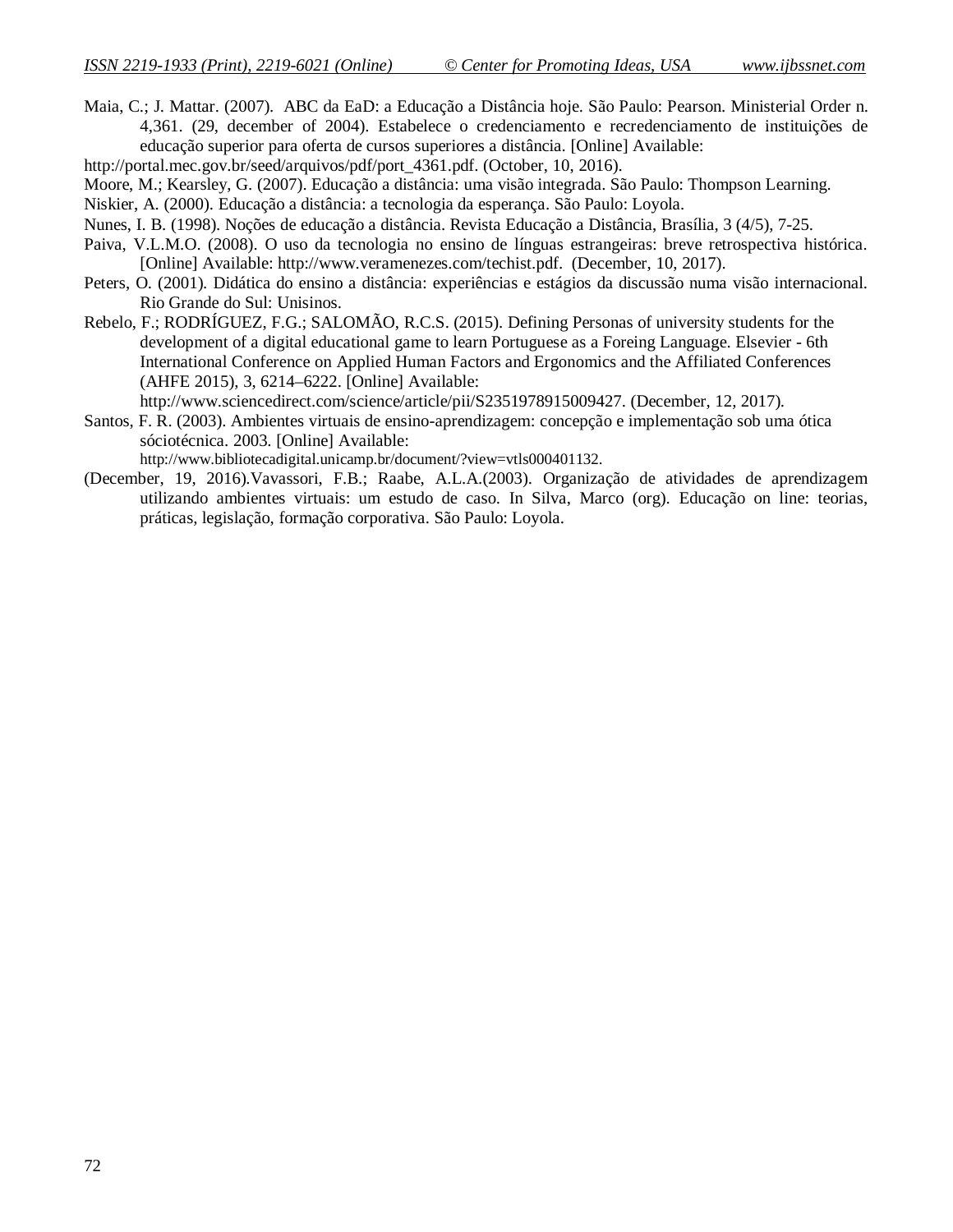Maia, C.; J. Mattar. (2007). ABC da EaD: a Educação a Distância hoje. São Paulo: Pearson. Ministerial Order n. 4,361. (29, december of 2004). Estabelece o credenciamento e recredenciamento de instituições de educação superior para oferta de cursos superiores a distância. [Online] Available:

http://portal.mec.gov.br/seed/arquivos/pdf/port_4361.pdf. (October, 10, 2016).

Moore, M.; Kearsley, G. (2007). Educação a distância: uma visão integrada. São Paulo: Thompson Learning.

Niskier, A. (2000). Educação a distância: a tecnologia da esperança. São Paulo: Loyola.

Nunes, I. B. (1998). Noções de educação a distância. Revista Educação a Distância, Brasília, 3 (4/5), 7-25.

Paiva, V.L.M.O. (2008). O uso da tecnologia no ensino de línguas estrangeiras: breve retrospectiva histórica. [Online] Available: http://www.veramenezes.com/techist.pdf. (December, 10, 2017).

Peters, O. (2001). Didática do ensino a distância: experiências e estágios da discussão numa visão internacional. Rio Grande do Sul: Unisinos.

Rebelo, F.; RODRÍGUEZ, F.G.; SALOMÃO, R.C.S. (2015). Defining Personas of university students for the development of a digital educational game to learn Portuguese as a Foreing Language. Elsevier - 6th International Conference on Applied Human Factors and Ergonomics and the Affiliated Conferences (AHFE 2015), 3, 6214–6222. [Online] Available: http://www.sciencedirect.com/science/article/pii/S2351978915009427. (December, 12, 2017).

Santos, F. R. (2003). Ambientes virtuais de ensino-aprendizagem: concepção e implementação sob uma ótica sóciotécnica. 2003. [Online] Available: http://www.bibliotecadigital.unicamp.br/document/?view=vtls000401132.

(December, 19, 2016).Vavassori, F.B.; Raabe, A.L.A.(2003). Organização de atividades de aprendizagem utilizando ambientes virtuais: um estudo de caso. In Silva, Marco (org). Educação on line: teorias, práticas, legislação, formação corporativa. São Paulo: Loyola.